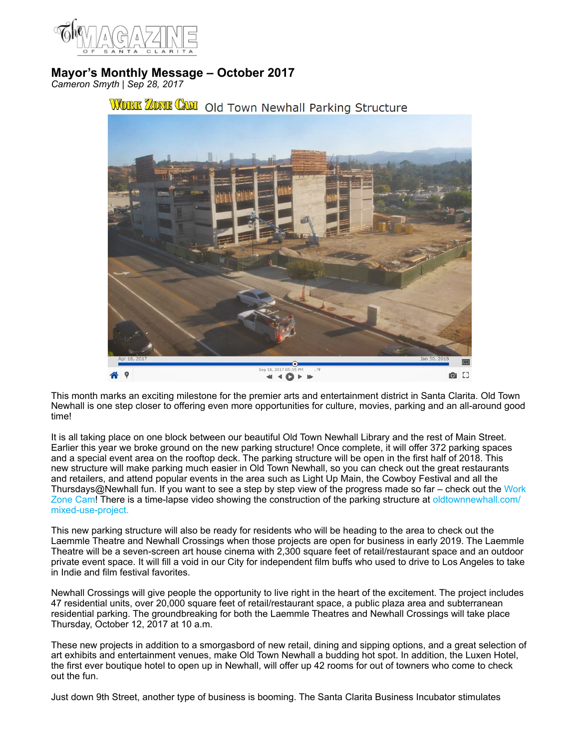# Mayor's Monthly Message – October 2017

*Cameron Smyth | Sep 28, 2017*

This month marks an exciting milestone for the premier arts and entertainment district in Santa Clarita. Old Town Newhall is one step closer to offering even more opportunities for culture, movies, parking and an all-around good time!

It is all taking place on one block between our beautiful Old Town Newhall Library and the rest of Main Street. Earlier this year we broke ground on the new parking structure! Once complete, it will offer 372 parking spaces and a special event area on the rooftop deck. The parking structure will be open in the first half of 2018. This new structure will make parking much easier in Old Town Newhall, so you can check out the great restaurants and retailers, and attend popular events in the area such as Light Up Main, the Cowboy Festival and all the Thursdays@Newhall fun. If you want to see a step by step view of the progress made so far – check out the Work Zone Cam! There is a time-lapse video showing the construction of the parking structure at oldtownnewhall.com/mixed-use-project.

This new parking structure will also be ready for residents who will be heading to the area to check out the Laemmle Theatre and Newhall Crossings when those projects are open for business in early 2019. The Laemmle Theatre will be a seven-screen art house cinema with 2,300 square feet of retail/restaurant space and an outdoor private event space. It will fill a void in our City for independent film buffs who used to drive to Los Angeles to take in Indie and film festival favorites.

Newhall Crossings will give people the opportunity to live right in the heart of the excitement. The project includes 47 residential units, over 20,000 square feet of retail/restaurant space, a public plaza area and subterranean residential parking. The groundbreaking for both the Laemmle Theatres and Newhall Crossings will take place Thursday, October 12, 2017 at 10 a.m.

These new projects in addition to a smorgasbord of new retail, dining and sipping options, and a great selection of art exhibits and entertainment venues, make Old Town Newhall a budding hot spot. In addition, the Luxen Hotel, the first ever boutique hotel to open up in Newhall, will offer up 42 rooms for out of towners who come to check out the fun.

Just down 9th Street, another type of business is booming. The Santa Clarita Business Incubator stimulates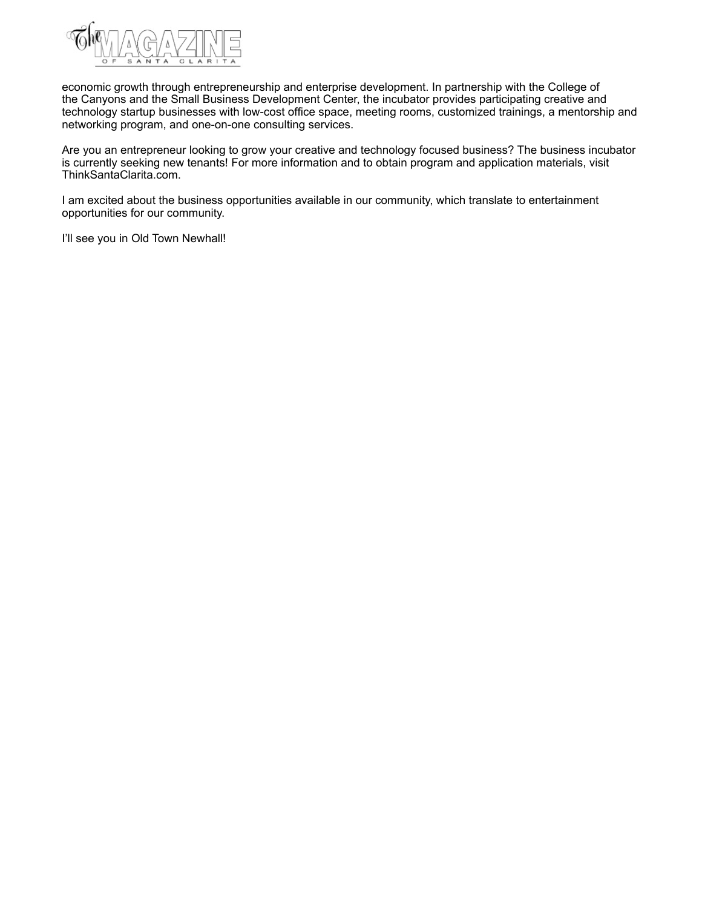economic growth through entrepreneurship and enterprise development. In partnership with the College of the Canyons and the Small Business Development Center, the incubator provides participating creative and technology startup businesses with low-cost office space, meeting rooms, customized trainings, a mentorship and networking program, and one-on-one consulting services.

Are you an entrepreneur looking to grow your creative and technology focused business? The business incubator is currently seeking new tenants! For more information and to obtain program and application materials, visit ThinkSantaClarita.com.

I am excited about the business opportunities available in our community, which translate to entertainment opportunities for our community.

I'll see you in Old Town Newhall!